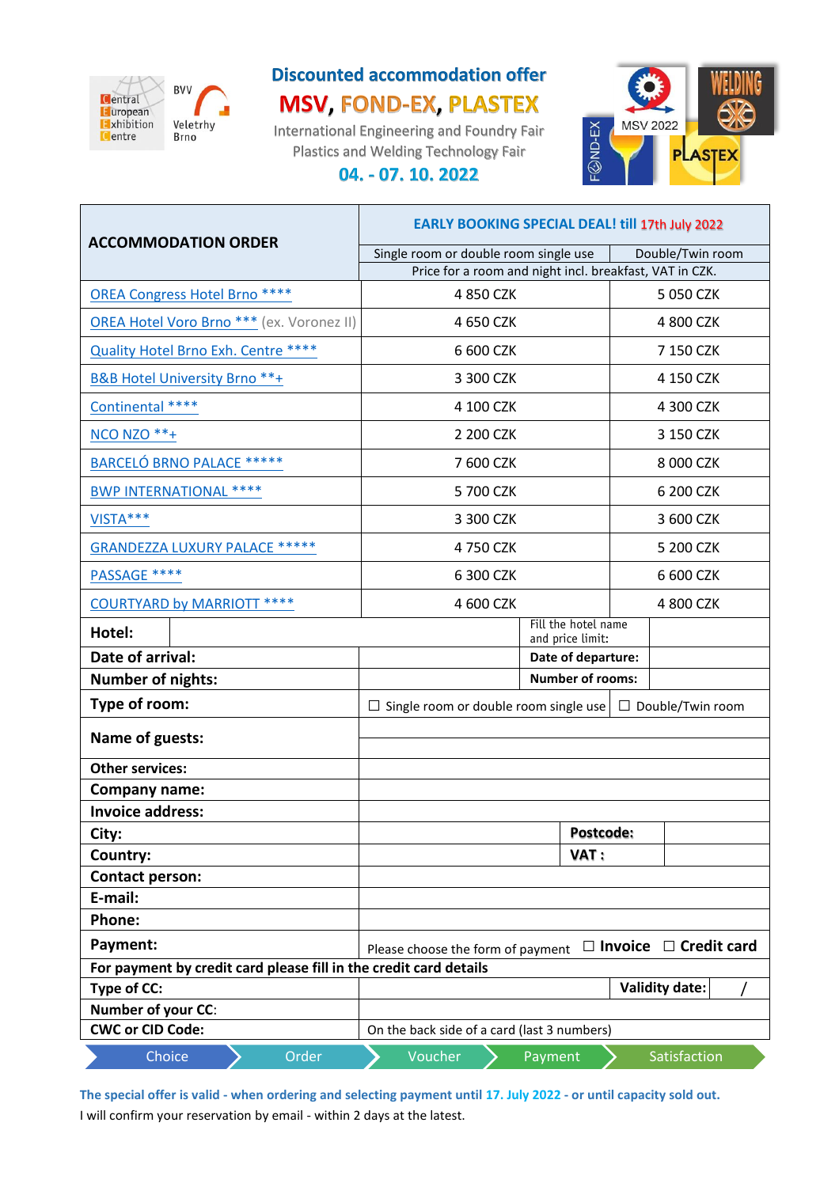# Discounted accommodation offer

## MSV, FOND-EX, PLASTEX

International Engineering and Foundry Fair
Plastics and Welding Technology Fair

**04. - 07. 10. 2022**

| ACCOMMODATION ORDER | EARLY BOOKING SPECIAL DEAL! till 17th July 2022 | |
|---|---|---|
| | Single room or double room single use | Double/Twin room |
| | Price for a room and night incl. breakfast, VAT in CZK. | |
| OREA Congress Hotel Brno **** | 4 850 CZK | 5 050 CZK |
| OREA Hotel Voro Brno *** (ex. Voronez II) | 4 650 CZK | 4 800 CZK |
| Quality Hotel Brno Exh. Centre **** | 6 600 CZK | 7 150 CZK |
| B&B Hotel University Brno **+ | 3 300 CZK | 4 150 CZK |
| Continental **** | 4 100 CZK | 4 300 CZK |
| NCO NZO **+ | 2 200 CZK | 3 150 CZK |
| BARCELÓ BRNO PALACE ***** | 7 600 CZK | 8 000 CZK |
| BWP INTERNATIONAL **** | 5 700 CZK | 6 200 CZK |
| VISTA*** | 3 300 CZK | 3 600 CZK |
| GRANDEZZA LUXURY PALACE ***** | 4 750 CZK | 5 200 CZK |
| PASSAGE **** | 6 300 CZK | 6 600 CZK |
| COURTYARD by MARRIOTT **** | 4 600 CZK | 4 800 CZK |

| | | | |
|---|---|---|---|
| **Hotel:** | | Fill the hotel name and price limit: | |
| **Date of arrival:** | | **Date of departure:** | |
| **Number of nights:** | | **Number of rooms:** | |
| **Type of room:** | ☐ Single room or double room single use | ☐ Double/Twin room | |
| **Name of guests:** | | | |
| **Other services:** | | | |
| **Company name:** | | | |
| **Invoice address:** | | | |
| **City:** | | **Postcode:** | |
| **Country:** | | **VAT :** | |
| **Contact person:** | | | |
| **E-mail:** | | | |
| **Phone:** | | | |
| **Payment:** | Please choose the form of payment ☐ **Invoice** ☐ **Credit card** | | |
| **For payment by credit card please fill in the credit card details** | | | |
| **Type of CC:** | | **Validity date:** | / |
| **Number of your CC:** | | | |
| **CWC or CID Code:** | On the back side of a card (last 3 numbers) | | |

Choice → Order → Voucher → Payment → Satisfaction

**The special offer is valid - when ordering and selecting payment until 17. July 2022 - or until capacity sold out.**

I will confirm your reservation by email - within 2 days at the latest.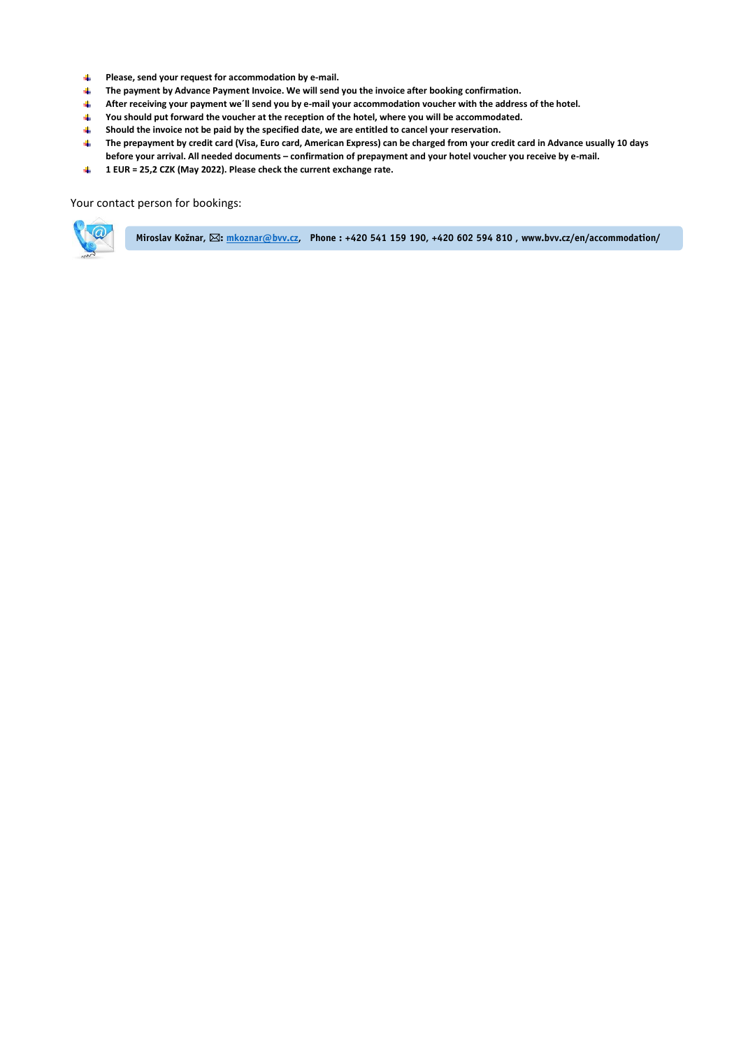- **Please, send your request for accommodation by e-mail.**
- **The payment by Advance Payment Invoice. We will send you the invoice after booking confirmation.**
- **After receiving your payment we´ll send you by e-mail your accommodation voucher with the address of the hotel.**
- **You should put forward the voucher at the reception of the hotel, where you will be accommodated.**
- **Should the invoice not be paid by the specified date, we are entitled to cancel your reservation.**
- **The prepayment by credit card (Visa, Euro card, American Express) can be charged from your credit card in Advance usually 10 days before your arrival. All needed documents – confirmation of prepayment and your hotel voucher you receive by e-mail.**
- **1 EUR = 25,2 CZK (May 2022). Please check the current exchange rate.**

Your contact person for bookings:

**Miroslav Kožnar, ✉: mkoznar@bvv.cz, Phone : +420 541 159 190, +420 602 594 810 , www.bvv.cz/en/accommodation/**